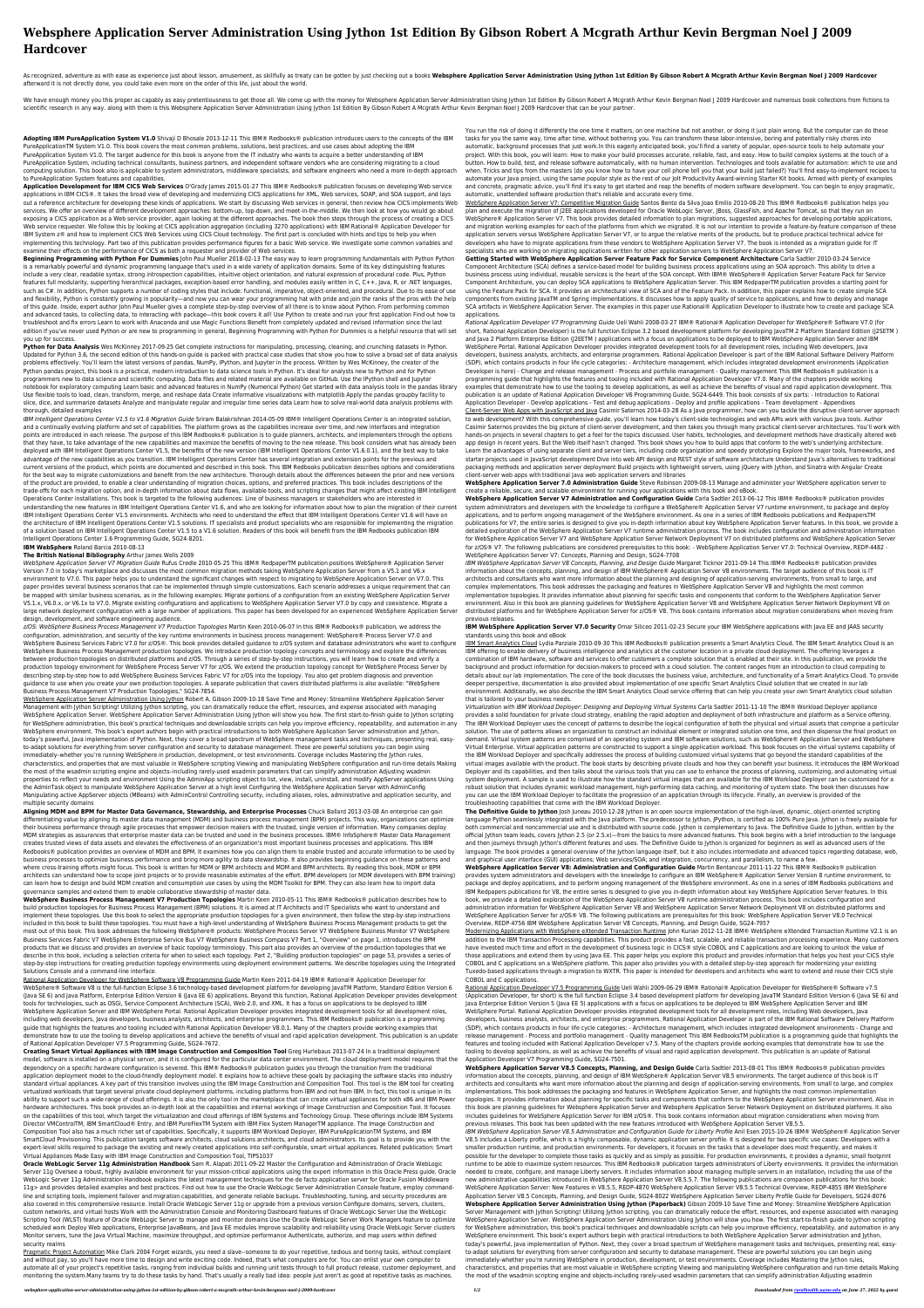# Websphere Application Server Administration Using Jython 1st Edition By Gibson Robert A Mcgrath Arthur Kevin Bergman Noel J 2009 Hardcover

As recognized, adventure as with ease as experience just about lesson, amusement, as skillfully as treaty can be gotten by just checking out a books **Websphere Application Server Administration Using Jython 1st Edition By Gibson Robert A Mcgrath Arthur Kevin Bergman Noel J 2009 Hardcover** afterward it is not directly done, you could take even more on the order of this life, just about the world.

We have enough money you this proper as capably as easy pretentiousness to get those all. We come up with the money for Websphere Application Server Administration Using Jython 1st Edition By Gibson Robert A Mcgrath Arthur Kevin Bergman Noel J 2009 Hardcover and numerous book collections from fictions to scientific research in any way. along with them is this Websphere Application Server Administration Using Jython 1st Edition By Gibson Robert A Mcgrath Arthur Kevin Bergman Noel J 2009 Hardcover that can be your partner.

**Adopting IBM PureApplication System V1.0** Shivaji D Bhosale 2013-12-11 This IBM® Redbooks® publication introduces users to the concepts of the IBM PureApplicationTM System V1.0. This book covers the most common problems, solutions, best practices, and use cases about adopting the IBM PureApplication System V1.0. The target audience for this book is anyone from the IT industry who wants to acquire a better understanding of IBM PureApplication System, including technical consultants, business partners, and independent software vendors who are considering migrating to a cloud computing solution. This book also is applicable to system administrators, middleware specialists, and software engineers who need a more in-depth approach to PureApplication System features and capabilities.

**Application Development for IBM CICS Web Services** O'Grady James 2015-01-27 This IBM® Redbooks® publication focuses on developing Web service applications in IBM CICS®. It takes the broad view of developing and modernizing CICS applications for XML, Web services, SOAP, and SOA support, and lays out a reference architecture for developing these kinds of applications. We start by discussing Web services in general, then review how CICS implements Web services. We offer an overview of different development approaches: bottom-up, top-down, and meet-in-the-middle. We then look at how you would go about exposing a CICS application as a Web service provider, again looking at the different approaches. The book then steps through the process of creating a CICS Web service requester. We follow this by looking at CICS application aggregation (including 3270 applications) with IBM Rational® Application Developer for IBM System z® and how to implement CICS Web Services using CICS Cloud technology. The first part is concluded with hints and tips to help you when implementing this technology. Part two of this publication provides performance figures for a basic Web service. We investigate some common variables and examine their effects on the performance of CICS as both a requester and provider of Web services.

**Beginning Programming with Python For Dummies** John Paul Mueller 2018-02-13 The easy way to learn programming fundamentals with Python Python is a remarkably powerful and dynamic programming language that's used in a wide variety of application domains. Some of its key distinguishing features include a very clear, readable syntax, strong introspection capabilities, intuitive object orientation, and natural expression of procedural code. Plus, Python features full modularity, supporting hierarchical packages, exception-based error handling, and modules easily written in C, C++, Java, R, or .NET languages, such as C#. In addition, Python supports a number of coding styles that include: functional, imperative, object-oriented, and procedural. Due to its ease of use and flexibility, Python is constantly growing in popularity—and now you can wear your programming hat with pride and join the ranks of the pros with the help of this guide. Inside, expert author John Paul Mueller gives a complete step-by-step overview of all there is to know about Python. From performing common and advanced tasks, to collecting data, to interacting with package—this book covers it all! Use Python to create and run your first application Find out how to troubleshoot and fix errors Learn to work with Anaconda and use Magic Functions Benefit from completely updated and revised information since the last edition If you've never used Python or are new to programming in general, Beginning Programming with Python For Dummies is a helpful resource that will set you up for success.

**Python for Data Analysis** Wes McKinney 2017-09-25 Get complete instructions for manipulating, processing, cleaning, and crunching datasets in Python. Updated for Python 3.6, the second edition of this hands-on guide is packed with practical case studies that show you how to solve a broad set of data analysis problems effectively. You'll learn the latest versions of pandas, NumPy, IPython, and Jupyter in the process. Written by Wes McKinney, the creator of the Python pandas project, this book is a practical, modern introduction to data science tools in Python. It's ideal for analysts new to Python and for Python programmers new to data science and scientific computing. Data files and related material are available on GitHub. Use the IPython shell and Jupyter notebook for exploratory computing Learn basic and advanced features in NumPy (Numerical Python) Get started with data analysis tools in the pandas library Use flexible tools to load, clean, transform, merge, and reshape data Create informative visualizations with matplotlib Apply the pandas groupby facility to slice, dice, and summarize datasets Analyze and manipulate regular and irregular time series data Learn how to solve real-world data analysis problems with thorough, detailed examples

*IBM Intelligent Operations Center V1.5 to V1.6 Migration Guide* Sriram Balakrishnan 2014-05-09 IBM® Intelligent Operations Center is an integrated solution, and a continually evolving platform and set of capabilities. The platform grows as the capabilities increase over time, and new interfaces and integration points are introduced in each release. The purpose of this IBM Redbooks® publication is to guide planners, architects, and implementers through the options that they have, to take advantage of the new capabilities and maximize the benefits of moving to the new release. This book considers what has already been deployed with IBM Intelligent Operations Center V1.5, the benefits of the new version (IBM Intelligent Operations Center V1.6.0.1), and the best way to take advantage of the new capabilities as you transition. IBM Intelligent Operations Center has several integration and extension points for the previous and current versions of the product, which points are documented and described in this book. This IBM Redbooks publication describes options and considerations for the best way to migrate customizations and benefit from the new architecture. Thorough details about the differences between the prior and new versions of the product are provided, to enable a clear understanding of migration choices, options, and preferred practices. This book includes descriptions of the trade-offs for each migration option, and in-depth information about data flows, available tools, and scripting changes that might affect existing IBM Intelligent Operations Center installations. This book is targeted to the following audiences: Line of business managers or stakeholders who are interested in understanding the new features in IBM Intelligent Operations Center V1.6, and who are looking for information about how to plan the migration of their current IBM Intelligent Operations Center V1.5 environments. Architects who need to understand the effect that IBM Intelligent Operations Center V1.6 will have on the architecture of IBM Intelligent Operations Center V1.5 solutions. IT specialists and product specialists who are responsible for implementing the migration of a solution based on IBM Intelligent Operations Center V1.5 to a V1.6 solution. Readers of this book will benefit from the IBM Redbooks publication IBM Intelligent Operations Center 1.6 Programming Guide, SG24-8201.

**IBM WebSphere** Roland Barcia 2010-08-13

**The British National Bibliography** Arthur James Wells 2009

*WebSphere Application Server V7 Migration Guide* Rufus Credle 2010-05-25 This IBM® RedpaperTM publication positions WebSphere® Application Server Version 7.0 in today's marketplace and discusses the most common migration methods taking WebSphere Application Server from a V5.1 and V6.x environment to V7.0. This paper helps you to understand the significant changes with respect to migrating to WebSphere Application Server on V7.0. This paper provides several business scenarios that can be implemented through simple customizations. Each scenario addresses a unique requirement that can be mapped with similar business scenarios, as in the following examples: Migrate portions of a configuration from an existing WebSphere Application Server V5.1.x, V6.0.x, or V6.1x to V7.0. Migrate existing configurations and applications to WebSphere Application Server V7.0 by copy and coexistence. Migrate a large network deployment configuration with a large number of applications. This paper has been developed for an experienced WebSphere Application Server design, development, and software engineering audience.

*z/OS: WebSphere Business Process Management V7 Production Topologies* Martin Keen 2010-06-07 In this IBM® Redbooks® publication, we address the configuration, administration, and security of the key runtime environments in business process management: WebSphere® Process Server V7.0 and WebSphere Business Services Fabric V7.0 for z/OS®. This book provides detailed guidance to z/OS system and database administrators who want to configure WebSphere Business Process Management production topologies. We introduce production topology concepts and terminology and explore the differences between production topologies on distributed platforms and z/OS. Through a series of step-by-step instructions, you will learn how to create and verify a production topology environment for WebSphere Process Server V7 for z/OS. We extend the production topology concept for WebSphere Process Server by describing step-by-step how to add WebSphere Business Services Fabric V7 for z/OS into the topology. You also get problem diagnosis and prevention guidance to use when you create your own production topologies. A separate publication that covers distributed platforms is also available: "WebSphere Business Process Management V7 Production Topologies," SG24-7854.

WebSphere Application Server Administration Using Jython Robert A. Gibson 2009-10-18 Save Time and Money: Streamline WebSphere Application Server Management with Jython Scripting! Utilizing Jython scripting, you can dramatically reduce the effort, resources, and expense associated with managing WebSphere Application Server. WebSphere Application Server Administration Using Jython will show you how. The first start-to-finish guide to Jython scripting for WebSphere administration, this book's practical techniques and downloadable scripts can help you improve efficiency, repeatability, and automation in any WebSphere environment. This book's expert authors begin with practical introductions to both WebSphere Application Server administration and Jython, today's powerful, Java implementation of Python. Next, they cover a broad spectrum of WebSphere management tasks and techniques, presenting real, easy-to-adapt solutions for everything from server configuration and security to database management. These are powerful solutions you can begin using immediately—whether you're running WebSphere in production, development, or test environments. Coverage includes Mastering the Jython rules, characteristics, and properties that are most valuable in WebSphere scripting Viewing and manipulating WebSphere configuration and run-time details Making the most of the wsadmin scripting engine and objects–including rarely-used wsadmin parameters that can simplify administration Adjusting wsadmin properties to reflect your needs and environment Using the AdminApp scripting object to list, view, install, uninstall, and modify AppServer applications Using the AdminTask object to manipulate WebSphere Application Server at a high level Configuring the WebSphere Application Server with AdminConfig Manipulating active AppServer objects (MBeans) with AdminControl Controlling security, including aliases, roles, administrative and application security, and multiple security domains

**Aligning MDM and BPM for Master Data Governance, Stewardship, and Enterprise Processes** Chuck Ballard 2013-03-08 An enterprise can gain differentiating value by aligning its master data management (MDM) and business process management (BPM) projects. This way, organizations can optimize their business performance through agile processes that empower decision makers with the trusted, single version of information. Many companies deploy MDM strategies as assurances that enterprise master data can be trusted and used in the business processes. IBM® InfoSphere® Master Data Management creates trusted views of data assets and elevates the effectiveness of an organization's most important business processes and applications. This IBM Redbooks® publication provides an overview of MDM and BPM. It examines how you can align them to enable trusted and accurate information to be used by business processes to optimize business performance and bring more agility to data stewardship. It also provides beginning guidance on these patterns and where cross-training efforts might focus. This book is written for MDM or BPM architects and MDM and BPM architects. By reading this book, MDM or BPM architects can understand how to scope joint projects or to provide reasonable estimates of the effort. BPM developers (or MDM developers with BPM training) can learn how to design and build MDM creation and consumption use cases by using the MDM Toolkit for BPM. They can also learn how to import data governance samples and extend them to enable collaborative stewardship of master data.

**WebSphere Business Process Management V7 Production Topologies** Martin Keen 2010-05-11 This IBM® Redbooks® publication describes how to build production topologies for Business Process Management (BPM) solutions. It is aimed at IT Architects and IT Specialists who want to understand and implement these topologies. Use this book to select the appropriate production topologies for a given environment, then follow the step-by-step instructions included in this book to build these topologies. You must have a high-level understanding of WebSphere Business Process Management products to get the most out of this book. This book addresses the following WebSphere® products: WebSphere Process Server V7 WebSphere Business Monitor V7 WebSphere Business Services Fabric V7 WebSphere Enterprise Service Bus V7 WebSphere Business Compass V7 Part 1, "Overview" on page 1, introduces the BPM products that we discuss and provides an overview of basic topology terminology. This part also provides an overview of the production topologies that we describe in this book, including a selection criteria for when to select each topology. Part 2, "Building production topologies" on page 53, provides a series of step-by-step instructions for creating production topology environments using deployment environment patterns. We describe topologies using the Integrated Solutions Console and a command-line interface.

Rational Application Developer for WebSphere Software V8 Programming Guide Martin Keen 2011-04-19 IBM® Rational® Application Developer for WebSphere® Software V8 is the full-function Eclipse 3.6 technology-based development platform for developing JavaTM Platform, Standard Edition Version 6 (Java SE 6) and Java Platform, Enterprise Edition Version 6 (Java EE 6) applications. Beyond this function, Rational Application Developer provides development tools for technologies, such as OSGi, Service Component Architecture (SCA), Web 2.0, and XML. It has a focus on applications to be deployed to IBM WebSphere Application Server and IBM WebSphere Portal. Rational Application Developer provides integrated development tools for all development roles, including web developers, Java developers, business analysts, architects, and enterprise programmers. This IBM Redbooks® publication is a programming guide that highlights the features and tooling included with Rational Application Developer V8.0.1. Many of the chapters provide working examples that demonstrate how to use the tooling to develop applications and achieve the benefits of visual and rapid application development. This publication is an update of Rational Application Developer V7.5 Programming Guide, SG24-7672.

**Creating Smart Virtual Appliances with IBM Image Construction and Composition Tool** Greg Hurlebaus 2013-07-24 In a traditional deployment model, software is installed on a physical server, and it is configured for the particular data center environment. The cloud deployment model requires that the dependency on a specific hardware configuration is severed. This IBM® Redbooks® publication guides you through the transition from the traditional application deployment model to the cloud-friendly deployment model. It explains how to achieve these goals by packaging the software stacks into industry standard virtual appliances. A key part of this transition involves using the IBM Image Construction and Composition Tool. This tool is the IBM tool for creating virtualized workloads that target several private cloud deployment platforms, including platforms from IBM and not from IBM. In fact, this tool is unique in its ability to support such a wide range of cloud offerings. It is also the only tool in the marketplace that can create virtual appliances for both x86 and IBM Power hardware architectures. This book provides an in-depth look at the capabilities and internal workings of Image Construction and Composition Tool. It focuses on the capabilities of this tool, which target the virtualization and cloud offerings of IBM Systems and Technology Group. These offerings include IBM Systems Director VMControlTM, IBM SmartCloud® Entry, and IBM PureFlexTM System with IBM Flex System ManagerTM appliance. The Image Construction and Composition Tool also has a much richer set of capabilities. Specifically, it supports IBM Workload Deployer, IBM PureApplicationTM Systems, and IBM SmartCloud Provisioning. This publication targets software architects, cloud solutions architects, and cloud administrators. Its goal is to provide you with the expert-level skills required to package the existing and newly created applications into self-configurable, smart virtual appliances. Related publication: Smart Virtual Appliances Made Easy with IBM Image Construction and Composition Tool, TIPS1037

**Oracle WebLogic Server 11g Administration Handbook** Sam R. Alapati 2011-09-22 Master the Configuration and Administration of Oracle WebLogic Server 11g Oversee a robust, highly available environment for your mission-critical applications using the expert information in this Oracle Press guide. Oracle WebLogic Server 11g Administration Handbook explains the latest management techniques for the de facto application server for Oracle Fusion Middleware 11g+ and provides detailed examples and best practices. Find out how to use the Oracle WebLogic Server Administration Console feature, employ command-line and scripting tools, implement failover and migration capabilities, and generate reliable backups. Troubleshooting, tuning, and security procedures are also covered in this comprehensive resource. Install Oracle WebLogic Server 11g or upgrade from a previous version Configure domains, servers, clusters, custom networks, and virtual hosts Work with the Administration Console and Monitoring Dashboard Features of Oracle WebLogic Server Use the WebLogic Scripting Tool (WLST) Feature of Oracle WebLogic Server to manage and monitor domains Use the Oracle WebLogic Server Work Managers feature to optimize scheduled work Deploy Web applications, Enterprise JavaBeans, and Java EE modules Improve scalability and reliability using Oracle WebLogic Server clusters Monitor servers, tune the Java Virtual Machine, maximize throughput, and optimize performance Authenticate, authorize, and map users within defined security realms

Pragmatic Project Automation Mike Clark 2004 Forget wizards, you need a slave--someone to do your repetitive, tedious and boring tasks, without complaint and without pay, so you'll have more time to design and write exciting code. Indeed, that's what computers are for. You can enlist your own computer to automate all of your project's repetitive tasks, ranging from individual builds and running unit tests through to full product release, customer deployment, and monitoring the system.Many teams try to do these tasks by hand. That's usually a really bad idea: people just aren't as good at repetitive tasks as machines. You run the risk of doing it differently the one time it matters, on one machine but not another, or doing it just plain wrong. But the computer can do these tasks for you the same way, time after time, without bothering you. You can transform these labor-intensive, boring and potentially risky chores into automatic, background processes that just work.In this eagerly anticipated book, you'll find a variety of popular, open-source tools to help automate your project. With this book, you will learn: How to make your build processes accurate, reliable, fast, and easy. How to build complex systems at the touch of a button. How to build, test, and release software automatically, with no human intervention. Technologies and tools available for automation: which to use and when. Tricks and tips from the masters (do you know how to have your cell phone tell you that your build just failed?) You'll find easy-to-implement recipes to automate your Java project, using the same popular style as the rest of our Jolt Productivity Award-winning Starter Kit books. Armed with plenty of examples and concrete, pragmatic advice, you'll find it's easy to get started and reap the benefits of modern software development. You can begin to enjoy pragmatic, automatic, unattended software production that's reliable and accurate every time.

WebSphere Application Server V7: Competitive Migration Guide Santos Bento da Silva Joao Emilio 2010-08-20 This IBM® Redbooks® publication helps you plan and execute the migration of J2EE applications developed for Oracle WebLogic Server, JBoss, GlassFish, and Apache Tomcat, so that they run on WebSphere® Application Server V7. This book provides detailed information to plan migrations, suggested approaches for developing portable applications, and migration working examples for each of the platforms from which we migrated. It is not our intention to provide a feature-by-feature comparison of these application servers versus WebSphere Application Server V7, or to argue the relative merits of the products, but to produce practical technical advice for developers who have to migrate applications from these vendors to WebSphere Application Server V7. The book is intended as a migration guide for IT specialists who are working on migrating applications written for other application servers to WebSphere Application Server V7.

**Getting Started with WebSphere Application Server Feature Pack for Service Component Architecture** Carla Sadtler 2010-03-24 Service Component Architecture (SCA) defines a service-based model for building business process applications using an SOA approach. This ability to drive a business process using individual, reusable services is the heart of the SOA concept. With IBM® WebSphere® Application Server Feature Pack for Service Component Architecture, you can deploy SCA applications to WebSphere Application Server. This IBM RedpaperTM publication provides a starting point for using the Feature Pack for SCA. It provides an architectural view of SCA and of the Feature Pack. In addition, this paper explains how to create simple SCA components from existing JavaTM and Spring implementations. It discusses how to apply quality of service to applications, and how to deploy and manage SCA artifacts in WebSphere Application Server. The examples in this paper use Rational® Application Developer to illustrate how to create and package SCA applications.

*Rational Application Developer V7 Programming Guide* Ueli Wahli 2008-03-27 IBM® Rational® Application Developer for WebSphere® Software V7.0 (for short, Rational Application Developer) is the full function Eclipse 3.2 based development platform for developing JavaTM 2 Platform Standard Edition (J2SETM ) and Java 2 Platform Enterprise Edition (J2EETM ) applications with a focus on applications to be deployed to IBM WebSphere Application Server and IBM WebSphere Portal. Rational Application Developer provides integrated development tools for all development roles, including Web developers, Java developers, business analysts, architects, and enterprise programmers. Rational Application Developer is part of the IBM Rational Software Delivery Platform (SDP), which contains products in four life cycle categories: - Architecture management, which includes integrated development environments (Application Developer is here) - Change and release management - Process and portfolio management - Quality management This IBM Redbooks® publication is a programming guide that highlights the features and tooling included with Rational Application Developer V7.0. Many of the chapters provide working examples that demonstrate how to use the tooling to develop applications, as well as achieve the benefits of visual and rapid application development. This publication is an update of Rational Application Developer V6 Programming Guide, SG24-6449. This book consists of six parts: - Introduction to Rational Application Developer - Develop applications - Test and debug applications - Deploy and profile applications - Team development - Appendixes

Client-Server Web Apps with JavaScript and Java Casimir Saternos 2014-03-28 As a Java programmer, how can you tackle the disruptive client-server approach to web development? With this comprehensive guide, you'll learn how today's client-side technologies and web APIs work with various Java tools. Author Casimir Saternos provides the big picture of client-server development, and then takes you through many practical client-server architectures. You'll work with hands-on projects in several chapters to get a feel for the topics discussed. User habits, technologies, and development methods have drastically altered web app design in recent years. But the Web itself hasn't changed. This book shows you how to build apps that conform to the web's underlying architecture. Learn the advantages of using separate client and server tiers, including code organization and speedy prototyping Explore the major tools, frameworks, and starter projects used in JavaScript development Dive into web API design and REST style of software architecture Understand Java's alternatives to traditional packaging methods and application server deployment Build projects with lightweight servers, using jQuery with Jython, and Sinatra with Angular Create client-server web apps with traditional Java web application servers and libraries

**WebSphere Application Server 7.0 Administration Guide** Steve Robinson 2009-08-13 Manage and administer your WebSphere application server to create a reliable, secure, and scalable environment for running your applications with this book and eBook.

**WebSphere Application Server V7 Administration and Configuration Guide** Carla Sadtler 2013-06-12 This IBM® Redbooks® publication provides system administrators and developers with the knowledge to configure a WebSphere® Application Server V7 runtime environment, to package and deploy applications, and to perform ongoing management of the WebSphere environment. As one in a series of IBM Redbooks publications and RedpapersTM publications for V7, the entire series is designed to give you in-depth information about key WebSphere Application Server features. In this book, we provide a detailed exploration of the WebSphere Application Server V7 runtime administration process. The book includes configuration and administration information for WebSphere Application Server V7 and WebSphere Application Server Network Deployment V7 on distributed platforms and WebSphere Application Server for z/OS® V7. The following publications are considered prerequisites for this book: - WebSphere Application Server V7.0: Technical Overview, REDP-4482 - WebSphere Application Server V7: Concepts, Planning and Design, SG24-7708

*IBM WebSphere Application Server V8 Concepts, Planning, and Design Guide* Margaret Ticknor 2011-09-14 This IBM® Redbooks® publication provides information about the concepts, planning, and design of IBM WebSphere® Application Server V8 environments. The target audience of this book is IT architects and consultants who want more information about the planning and designing of application-serving environments, from small to large, and complex implementations. This IBM Redbooks publication addresses the packaging and features in WebSphere Application Server V8 and highlights the most common implementation topologies. It provides information about planning for specific tasks and components that conform to the WebSphere Application Server environment. Also in this book are planning guidelines for WebSphere Application Server V8 and WebSphere Application Server Network Deployment V8 on distributed platforms and for WebSphere Application Server for z/OS® V8. This book contains information about migration considerations when moving from previous releases.

**IBM WebSphere Application Server V7.0 Security** Omar Siliceo 2011-02-23 Secure your IBM WebSphere applications with Java EE and JAAS security standards using this book and eBook

IBM Smart Analytics Cloud Lydia Parziale 2010-09-30 This IBM Redbooks® publication presents a Smart Analytics Cloud. The IBM Smart Analytics Cloud is an IBM offering to enable delivery of business intelligence and analytics at the customer location in a private cloud deployment. The offering leverages a combination of IBM hardware, software and services to offer customers a complete solution that is enabled at their site. In this publication, we provide the background and product information for decision-makers to proceed with a cloud solution. The content ranges from an introduction to cloud computing to details about our lab implementation. The core of the book discusses the business value, architecture, and functionality of a Smart Analytics Cloud. To provide deeper perspective, documentation is also provided about implementation of one specific Smart Analytics Cloud solution that we created in our lab environment. Additionally, we also describe the IBM Smart Analytics Cloud service offering that can help you create your own Smart Analytics cloud solution that is tailored to your business needs.

*Virtualization with IBM Workload Deployer: Designing and Deploying Virtual Systems* Carla Sadtler 2011-11-10 The IBM® Workload Deployer appliance provides a solid foundation for private cloud strategy, enabling the rapid adoption and deployment of both infrastructure and platform as a Service offerings. The IBM Workload Deployer uses the concept of patterns to describe the logical configuration of both the physical and virtual assets that comprise a particular solution. The use of patterns allows an organization to construct an individual element or integrated solution one time, and then dispense the final product on demand. Virtual system patterns are comprised of an operating system and IBM software solutions, such as WebSphere® Application Server and WebSphere Virtual Enterprise. Virtual application patterns are constructed to support a single application workload. This book focuses on the virtual systems capability of the IBM Workload Deployer and specifically addresses the process of building customized virtual systems that go beyond the standard capabilities of the virtual images available with the product. The book starts by describing private clouds and how they can benefit your business. It introduces the IBM Workload Deployer and its capabilities, and then talks about the various tools that you can use to enhance the process of planning, customizing, and automating virtual system deployment. A sample is used to illustrate how the standard virtual images that are available for the IBM Workload Deployer can be customized for a robust solution that includes dynamic workload management, high-performing data caching, and monitoring of system state. The book then discusses how you can use the IBM Workload Deployer to facilitate the progression of an application through its lifecycle. Finally, an overview is provided of the troubleshooting capabilities that come with the IBM Workload Deployer.

**The Definitive Guide to Jython** Josh Juneau 2010-12-28 Jython is an open source implementation of the high-level, dynamic, object-oriented scripting language Python seamlessly integrated with the Java platform. The predecessor to Jython, JPython, is certified as 100% Pure Java. Jython is freely available for both commercial and noncommercial use and is distributed with source code. Jython is complementary to Java. The Definitive Guide to Jython, written by the official Jython team leads, covers Jython 2.5 (or 2.5.x)—from the basics to more advanced features. This book begins with a brief introduction to the language and then journeys through Jython's different features and uses. The Definitive Guide to Jython is organized for beginners as well as advanced users of the language. The book provides a general overview of the Jython language itself, but it also includes intermediate and advanced topics regarding database, web, and graphical user interface (GUI) applications; Web services/SOA; and integration, concurrency, and parallelism, to name a few.

**WebSphere Application Server V8: Administration and Configuration Guide** Martin Bentancour 2011-11-22 This IBM® Redbooks® publication provides system administrators and developers with the knowledge to configure an IBM WebSphere® Application Server Version 8 runtime environment, to package and deploy applications, and to perform ongoing management of the WebSphere environment. As one in a series of IBM Redbooks publications and IBM Redpapers publications for V8, the entire series is designed to give you in-depth information about key WebSphere Application Server features. In this book, we provide a detailed exploration of the WebSphere Application Server V8 runtime administration process. This book includes configuration and administration information for WebSphere Application Server V8 and WebSphere Application Server Network Deployment V8 on distributed platforms and WebSphere Application Server for z/OS® V8. The following publications are prerequisites for this book: WebSphere Application Server V8.0 Technical Overview, REDP-4756 IBM WebSphere Application Server V8 Concepts, Planning, and Design Guide, SG24-7957

Modernizing Applications with WebSphere eXtended Transaction Runtime John Kurian 2012-11-28 IBM® WebSphere eXtended Transaction Runtime V2.1 is an addition to the IBM Transaction Processing capabilities. This product provides a fast, scalable, and reliable transaction processing experience. Many customers have invested much time and effort in the development of business logic in CICS® style COBOL and C applications and are looking to unlock the value of those applications and extend them by using Java EE. This paper helps you explore this product and provides information that helps you host your CICS style COBOL and C applications on a WebSphere platform. This paper also provides you with a detailed step-by-step approach for modernizing your existing Tuxedo-based applications through a migration to WXTR. This paper is intended for developers and architects who want to extend and reuse their CICS style COBOL and C applications.

Rational Application Developer V7.5 Programming Guide Ueli Wahli 2009-06-29 IBM® Rational® Application Developer for WebSphere® Software v7.5 (Application Developer, for short) is the full function Eclipse 3.4 based development platform for developing JavaTM Standard Edition Version 6 (Java SE 6) and Java Enterprise Edition Version 5 (Java EE 5) applications with a focus on applications to be deployed to IBM WebSphere Application Server and IBM WebSphere Portal. Rational Application Developer provides integrated development tools for all development roles, including Web developers, Java developers, business analysts, architects, and enterprise programmers. Rational Application Developer is part of the IBM Rational Software Delivery Platform (SDP), which contains products in four life cycle categories: - Architecture management, which includes integrated development environments - Change and release management - Process and portfolio management - Quality management This IBM RedbooksTM publication is a programming guide that highlights the features and tooling included with Rational Application Developer v7.5. Many of the chapters provide working examples that demonstrate how to use the tooling to develop applications, as well as achieve the benefits of visual and rapid application development. This publication is an update of Rational Application Developer V7 Programming Guide, SG24-7501.

**WebSphere Application Server V8.5 Concepts, Planning, and Design Guide** Carla Sadtler 2013-08-01 This IBM® Redbooks® publication provides information about the concepts, planning, and design of IBM WebSphere® Application Server V8.5 environments. The target audience of this book is IT architects and consultants who want more information about the planning and design of application-serving environments, from small to large, and complex implementations. This IBM Redbooks publication addresses the packaging and features in WebSphere Application Server, and highlights the most common implementation topologies. It provides information about planning for specific tasks and components that conform to the WebSphere Application Server environment. Also in this book are planning guidelines for Websphere Application Server and Websphere Application Server Network Deployment on distributed platforms. It also includes guidelines for WebSphere Application Server for IBM z/OS®. This book contains information about migration considerations when moving from previous releases. This book has been updated with the new features introduced with WebSphere Application Server V8.5.5.

*IBM WebSphere Application Server V8.5 Administration and Configuration Guide for Liberty Profile* Anil Esen 2015-10-26 IBM® WebSphere® Application Server V8.5 includes a Liberty profile, which is a highly composable, dynamic application server profile. It is designed for two specific use cases: Developers with a smaller production runtime, and production environments. For developers, it focuses on the tasks that a developer does most frequently, and makes it possible for the developer to complete those tasks as quickly and as simply as possible. For production environments, it provides a dynamic, small footprint runtime to be able to maximize system resources. This IBM Redbooks® publication targets administrators of Liberty environments. It provides the information needed to create, configure, and manage Liberty servers. It includes information about managing multiple servers in an installation, including the use of the new administrative capabilities introduced in WebSphere Application Server V8.5.5.7. The following publications are companion publications for this book: WebSphere Application Server: New Features in V8.5.5, REDP-4870 WebSphere Application Server V8.5.5 Technical Overview, REDP-4855 IBM WebSphere Application Server V8.5 Concepts, Planning, and Design Guide, SG24-8022 WebSphere Application Server Liberty Profile Guide for Developers, SG24-8076

**Websphere Application Server Administration Using Jython (Paperback)** Gibson 2009-10 Save Time and Money: Streamline WebSphere Application Server Management with Jython Scripting! Utilizing Jython scripting, you can dramatically reduce the effort, resources, and expense associated with managing WebSphere Application Server. WebSphere Application Server Administration Using Jython will show you how. The first start-to-finish guide to Jython scripting for WebSphere administration, this book's practical techniques and downloadable scripts can help you improve efficiency, repeatability, and automation in any WebSphere environment. This book's expert authors begin with practical introductions to both WebSphere Application Server administration and Jython, today's powerful, Java implementation of Python. Next, they cover a broad spectrum of WebSphere management tasks and techniques, presenting real, easy-to-adapt solutions for everything from server configuration and security to database management. These are powerful solutions you can begin using immediately-whether you're running WebSphere in production, development, or test environments. Coverage includes Mastering the Jython rules, characteristics, and properties that are most valuable in WebSphere scripting Viewing and manipulating WebSphere configuration and run-time details Making the most of the wsadmin scripting engine and objects-including rarely-used wsadmin parameters that can simplify administration Adjusting wsadmin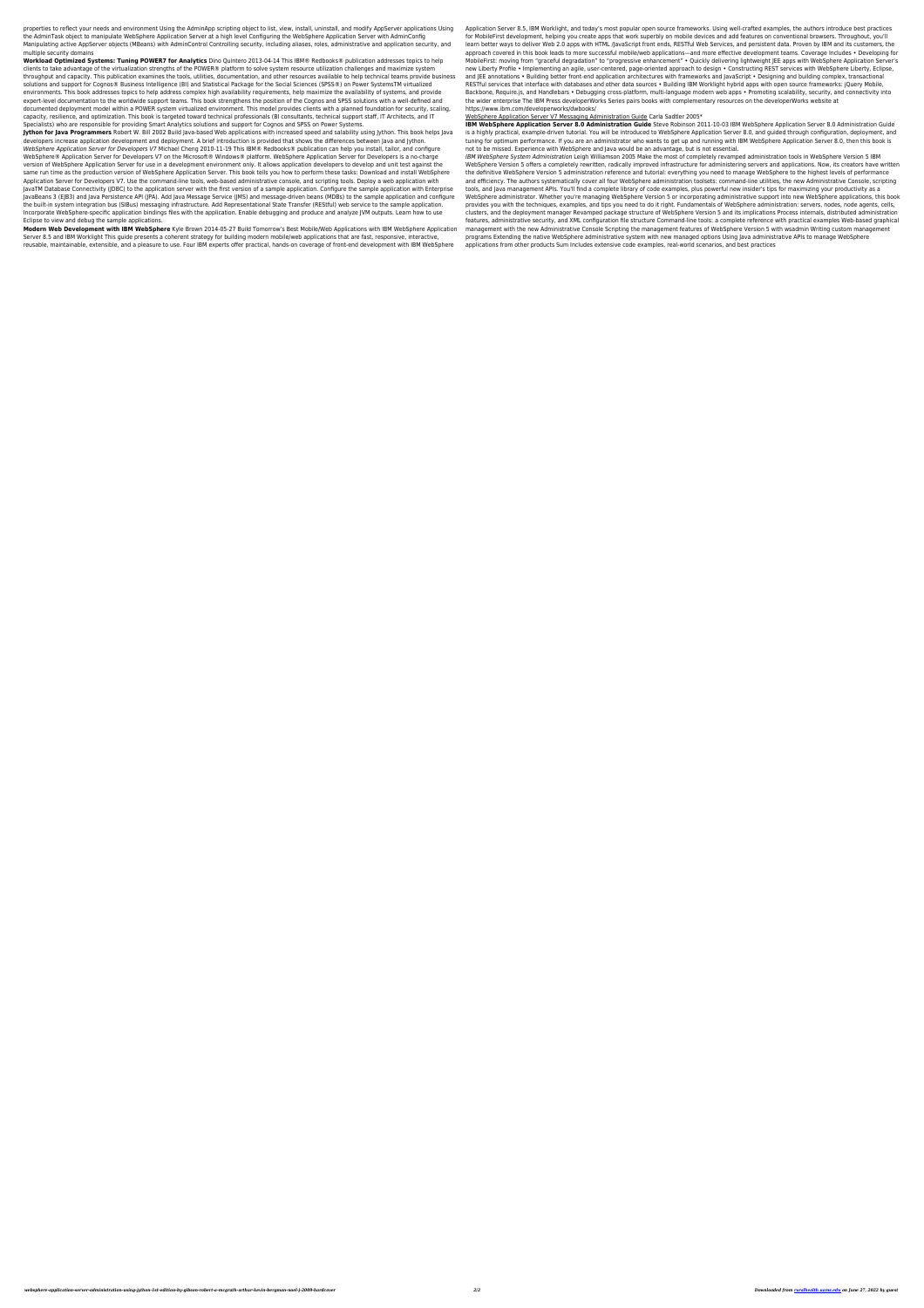properties to reflect your needs and environment Using the AdminApp scripting object to list, view, install, uninstall, and modify AppServer applications Using the AdminTask object to manipulate WebSphere Application Server at a high level Configuring the WebSphere Application Server with AdminConfig Manipulating active AppServer objects (MBeans) with AdminControl Controlling security, including aliases, roles, administrative and application security, and multiple security domains

**Workload Optimized Systems: Tuning POWER7 for Analytics** Dino Quintero 2013-04-14 This IBM® Redbooks® publication addresses topics to help clients to take advantage of the virtualization strengths of the POWER® platform to solve system resource utilization challenges and maximize system throughput and capacity. This publication examines the tools, utilities, documentation, and other resources available to help technical teams provide business solutions and support for Cognos® Business Intelligence (BI) and Statistical Package for the Social Sciences (SPSS®) on Power SystemsTM virtualized environments. This book addresses topics to help address complex high availability requirements, help maximize the availability of systems, and provide expert-level documentation to the worldwide support teams. This book strengthens the position of the Cognos and SPSS solutions with a well-defined and documented deployment model within a POWER system virtualized environment. This model provides clients with a planned foundation for security, scaling, capacity, resilience, and optimization. This book is targeted toward technical professionals (BI consultants, technical support staff, IT Architects, and IT Specialists) who are responsible for providing Smart Analytics solutions and support for Cognos and SPSS on Power Systems.

**Jython for Java Programmers** Robert W. Bill 2002 Build Java-based Web applications with increased speed and salability using Jython. This book helps Java developers increase application development and deployment. A brief introduction is provided that shows the differences between Java and Jython.

*WebSphere Application Server for Developers V7* Michael Cheng 2010-11-19 This IBM® Redbooks® publication can help you install, tailor, and configure WebSphere® Application Server for Developers V7 on the Microsoft® Windows® platform. WebSphere Application Server for Developers is a no-charge version of WebSphere Application Server for use in a development environment only. It allows application developers to develop and unit test against the same run time as the production version of WebSphere Application Server. This book tells you how to perform these tasks: Download and install WebSphere Application Server for Developers V7. Use the command-line tools, web-based administrative console, and scripting tools. Deploy a web application with JavaTM Database Connectivity (JDBC) to the application server with the first version of a sample application. Configure the sample application with Enterprise JavaBeans 3 (EJB3) and Java Persistence API (JPA). Add Java Message Service (JMS) and message-driven beans (MDBs) to the sample application and configure the built-in system integration bus (SIBus) messaging infrastructure. Add Representational State Transfer (RESTful) web service to the sample application. Incorporate WebSphere-specific application bindings files with the application. Enable debugging and produce and analyze JVM outputs. Learn how to use Eclipse to view and debug the sample applications.

**Modern Web Development with IBM WebSphere** Kyle Brown 2014-05-27 Build Tomorrow's Best Mobile/Web Applications with IBM WebSphere Application Server 8.5 and IBM Worklight This guide presents a coherent strategy for building modern mobile/web applications that are fast, responsive, interactive, reusable, maintainable, extensible, and a pleasure to use. Four IBM experts offer practical, hands-on coverage of front-end development with IBM WebSphere Application Server 8.5, IBM Worklight, and today's most popular open source frameworks. Using well-crafted examples, the authors introduce best practices for MobileFirst development, helping you create apps that work superbly on mobile devices and add features on conventional browsers. Throughout, you'll learn better ways to deliver Web 2.0 apps with HTML /JavaScript front ends, RESTful Web Services, and persistent data. Proven by IBM and its customers, the approach covered in this book leads to more successful mobile/web applications—and more effective development teams. Coverage Includes • Developing for MobileFirst: moving from "graceful degradation" to "progressive enhancement" • Quickly delivering lightweight JEE apps with WebSphere Application Server's new Liberty Profile • Implementing an agile, user-centered, page-oriented approach to design • Constructing REST services with WebSphere Liberty, Eclipse, and JEE annotations • Building better front-end application architectures with frameworks and JavaScript • Designing and building complex, transactional RESTful services that interface with databases and other data sources • Building IBM Worklight hybrid apps with open source frameworks: jQuery Mobile, Backbone, Require.js, and Handlebars • Debugging cross-platform, multi-language modern web apps • Promoting scalability, security, and connectivity into the wider enterprise The IBM Press developerWorks Series pairs books with complementary resources on the developerWorks website at https://www.ibm.com/developerworks/dwbooks/

WebSphere Application Server V7 Messaging Administration Guide Carla Sadtler 2005\*

**IBM WebSphere Application Server 8.0 Administration Guide** Steve Robinson 2011-10-03 IBM WebSphere Application Server 8.0 Administration Guide is a highly practical, example-driven tutorial. You will be introduced to WebSphere Application Server 8.0, and guided through configuration, deployment, and tuning for optimum performance. If you are an administrator who wants to get up and running with IBM WebSphere Application Server 8.0, then this book is not to be missed. Experience with WebSphere and Java would be an advantage, but is not essential.

*IBM WebSphere System Administration* Leigh Williamson 2005 Make the most of completely revamped administration tools in WebSphere Version 5 IBM WebSphere Version 5 offers a completely rewritten, radically improved infrastructure for administering servers and applications. Now, its creators have written the definitive WebSphere Version 5 administration reference and tutorial: everything you need to manage WebSphere to the highest levels of performance and efficiency. The authors systematically cover all four WebSphere administration toolsets: command-line utilities, the new Administrative Console, scripting tools, and Java management APIs. You'll find a complete library of code examples, plus powerful new insider's tips for maximizing your productivity as a WebSphere administrator. Whether you're managing WebSphere Version 5 or incorporating administrative support into new WebSphere applications, this book provides you with the techniques, examples, and tips you need to do it right. Fundamentals of WebSphere administration: servers, nodes, node agents, cells, clusters, and the deployment manager Revamped package structure of WebSphere Version 5 and its implications Process internals, distributed administration features, administrative security, and XML configuration file structure Command-line tools: a complete reference with practical examples Web-based graphical management with the new Administrative Console Scripting the management features of WebSphere Version 5 with wsadmin Writing custom management programs Extending the native WebSphere administrative system with new managed options Using Java administrative APIs to manage WebSphere applications from other products Sum Includes extensive code examples, real-world scenarios, and best practices